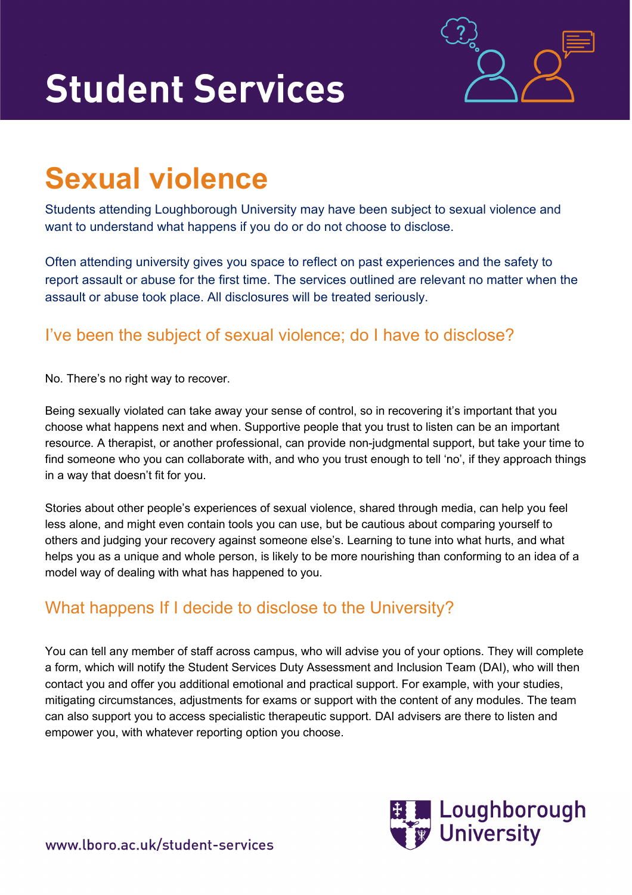# Student Services

## Sexual violence

Students attending Loughborough University may have been subject to sexual violence and want to understand what happens if you do or do not choose to disclose.

Often attending university gives you space to reflect on past experiences and the safety to report assault or abuse for the first time. The services outlined are relevant no matter when the assault or abuse took place. All disclosures will be treated seriously.

### I've been the subject of sexual violence; do I have to disclose?

No. There's no right way to recover.

Being sexually violated can take away your sense of control, so in recovering it's important that you choose what happens next and when. Supportive people that you trust to listen can be an important resource. A therapist, or another professional, can provide non-judgmental support, but take your time to find someone who you can collaborate with, and who you trust enough to tell 'no', if they approach things in a way that doesn't fit for you.

Stories about other people's experiences of sexual violence, shared through media, can help you feel less alone, and might even contain tools you can use, but be cautious about comparing yourself to others and judging your recovery against someone else's. Learning to tune into what hurts, and what helps you as a unique and whole person, is likely to be more nourishing than conforming to an idea of a model way of dealing with what has happened to you.

### What happens If I decide to disclose to the University?

You can tell any member of staff across campus, who will advise you of your options. They will complete a form, which will notify the Student Services Duty Assessment and Inclusion Team (DAI), who will then contact you and offer you additional emotional and practical support. For example, with your studies, mitigating circumstances, adjustments for exams or support with the content of any modules. The team can also support you to access specialistic therapeutic support. DAI advisers are there to listen and empower you, with whatever reporting option you choose.

www.lboro.ac.uk/student-services

Loughborough University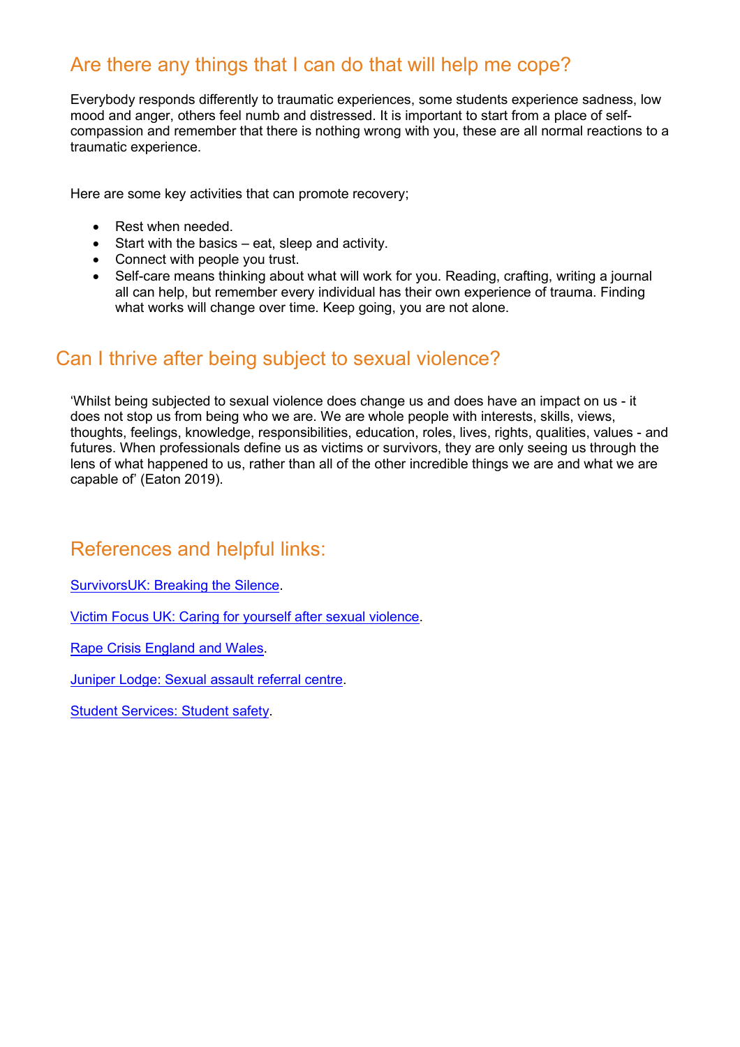## Are there any things that I can do that will help me cope?

Everybody responds differently to traumatic experiences, some students experience sadness, low mood and anger, others feel numb and distressed. It is important to start from a place of self-compassion and remember that there is nothing wrong with you, these are all normal reactions to a traumatic experience.

Here are some key activities that can promote recovery;

- Rest when needed.
- Start with the basics – eat, sleep and activity.
- Connect with people you trust.
- Self-care means thinking about what will work for you. Reading, crafting, writing a journal all can help, but remember every individual has their own experience of trauma. Finding what works will change over time. Keep going, you are not alone.

## Can I thrive after being subject to sexual violence?

'Whilst being subjected to sexual violence does change us and does have an impact on us - it does not stop us from being who we are. We are whole people with interests, skills, views, thoughts, feelings, knowledge, responsibilities, education, roles, lives, rights, qualities, values - and futures. When professionals define us as victims or survivors, they are only seeing us through the lens of what happened to us, rather than all of the other incredible things we are and what we are capable of' (Eaton 2019).

## References and helpful links:

SurvivorsUK: Breaking the Silence.

Victim Focus UK: Caring for yourself after sexual violence.

Rape Crisis England and Wales.

Juniper Lodge: Sexual assault referral centre.

Student Services: Student safety.